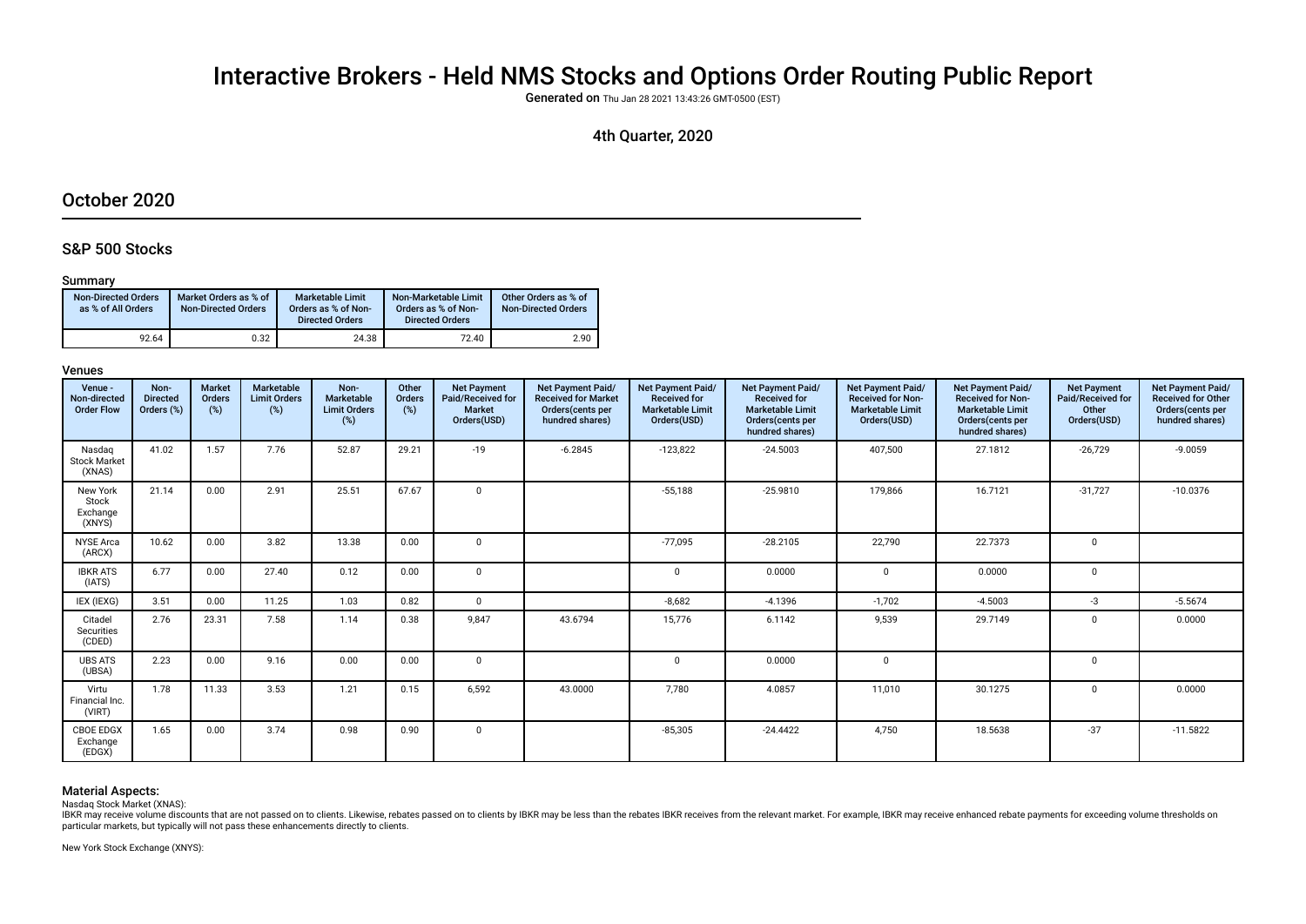# Interactive Brokers - Held NMS Stocks and Options Order Routing Public Report

**Generated on** Thu Jan 28 2021 13:43:26 GMT-0500 (EST)

4th Quarter, 2020

## October 2020

### S&P 500 Stocks

#### Summary

| Non-Directed Orders as % of All Orders | Market Orders as % of Non-Directed Orders | Marketable Limit Orders as % of Non-Directed Orders | Non-Marketable Limit Orders as % of Non-Directed Orders | Other Orders as % of Non-Directed Orders |
|---|---|---|---|---|
| 92.64 | 0.32 | 24.38 | 72.40 | 2.90 |

#### Venues

| Venue - Non-directed Order Flow | Non-Directed Orders (%) | Market Orders (%) | Marketable Limit Orders (%) | Non-Marketable Limit Orders (%) | Other Orders (%) | Net Payment Paid/Received for Market Orders(USD) | Net Payment Paid/Received for Market Orders(cents per hundred shares) | Net Payment Paid/Received for Marketable Limit Orders(USD) | Net Payment Paid/Received for Marketable Limit Orders(cents per hundred shares) | Net Payment Paid/Received for Non-Marketable Limit Orders(USD) | Net Payment Paid/Received for Non-Marketable Limit Orders(cents per hundred shares) | Net Payment Paid/Received for Other Orders(USD) | Net Payment Paid/Received for Other Orders(cents per hundred shares) |
|---|---|---|---|---|---|---|---|---|---|---|---|---|---|
| Nasdaq Stock Market (XNAS) | 41.02 | 1.57 | 7.76 | 52.87 | 29.21 | -19 | -6.2845 | -123,822 | -24.5003 | 407,500 | 27.1812 | -26,729 | -9.0059 |
| New York Stock Exchange (XNYS) | 21.14 | 0.00 | 2.91 | 25.51 | 67.67 | 0 | | -55,188 | -25.9810 | 179,866 | 16.7121 | -31,727 | -10.0376 |
| NYSE Arca (ARCX) | 10.62 | 0.00 | 3.82 | 13.38 | 0.00 | 0 | | -77,095 | -28.2105 | 22,790 | 22.7373 | 0 | |
| IBKR ATS (IATS) | 6.77 | 0.00 | 27.40 | 0.12 | 0.00 | 0 | | 0 | 0.0000 | 0 | 0.0000 | 0 | |
| IEX (IEXG) | 3.51 | 0.00 | 11.25 | 1.03 | 0.82 | 0 | | -8,682 | -4.1396 | -1,702 | -4.5003 | -3 | -5.5674 |
| Citadel Securities (CDED) | 2.76 | 23.31 | 7.58 | 1.14 | 0.38 | 9,847 | 43.6794 | 15,776 | 6.1142 | 9,539 | 29.7149 | 0 | 0.0000 |
| UBS ATS (UBSA) | 2.23 | 0.00 | 9.16 | 0.00 | 0.00 | 0 | | 0 | 0.0000 | 0 | | 0 | |
| Virtu Financial Inc. (VIRT) | 1.78 | 11.33 | 3.53 | 1.21 | 0.15 | 6,592 | 43.0000 | 7,780 | 4.0857 | 11,010 | 30.1275 | 0 | 0.0000 |
| CBOE EDGX Exchange (EDGX) | 1.65 | 0.00 | 3.74 | 0.98 | 0.90 | 0 | | -85,305 | -24.4422 | 4,750 | 18.5638 | -37 | -11.5822 |

#### Material Aspects:

Nasdaq Stock Market (XNAS):

IBKR may receive volume discounts that are not passed on to clients. Likewise, rebates passed on to clients by IBKR may be less than the rebates IBKR receives from the relevant market. For example, IBKR may receive enhanced rebate payments for exceeding volume thresholds on particular markets, but typically will not pass these enhancements directly to clients.

New York Stock Exchange (XNYS):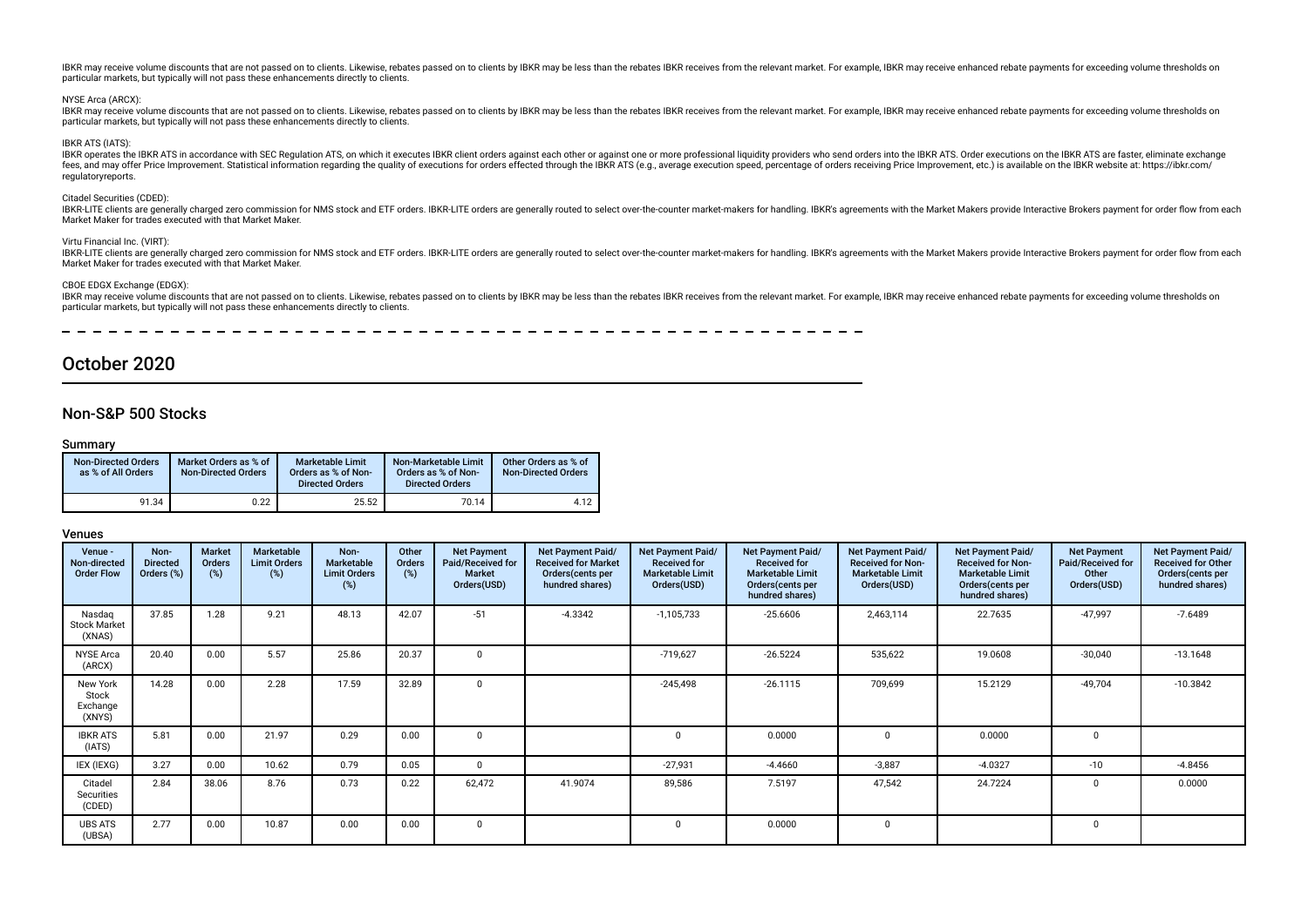IBKR may receive volume discounts that are not passed on to clients. Likewise, rebates passed on to clients by IBKR may be less than the rebates IBKR receives from the relevant market. For example, IBKR may receive enhanced rebate payments for exceeding volume thresholds on particular markets, but typically will not pass these enhancements directly to clients.

NYSE Arca (ARCX):

IBKR may receive volume discounts that are not passed on to clients. Likewise, rebates passed on to clients by IBKR may be less than the rebates IBKR receives from the relevant market. For example, IBKR may receive enhanced rebate payments for exceeding volume thresholds on particular markets, but typically will not pass these enhancements directly to clients.

IBKR ATS (IATS):

IBKR operates the IBKR ATS in accordance with SEC Regulation ATS, on which it executes IBKR client orders against each other or against one or more professional liquidity providers who send orders into the IBKR ATS. Order executions on the IBKR ATS are faster, eliminate exchange fees, and may offer Price Improvement. Statistical information regarding the quality of executions for orders effected through the IBKR ATS (e.g., average execution speed, percentage of orders receiving Price Improvement, etc.) is available on the IBKR website at: https://ibkr.com/regulatoryreports.

Citadel Securities (CDED):

IBKR-LITE clients are generally charged zero commission for NMS stock and ETF orders. IBKR-LITE orders are generally routed to select over-the-counter market-makers for handling. IBKR's agreements with the Market Makers provide Interactive Brokers payment for order flow from each Market Maker for trades executed with that Market Maker.

Virtu Financial Inc. (VIRT):

IBKR-LITE clients are generally charged zero commission for NMS stock and ETF orders. IBKR-LITE orders are generally routed to select over-the-counter market-makers for handling. IBKR's agreements with the Market Makers provide Interactive Brokers payment for order flow from each Market Maker for trades executed with that Market Maker.

CBOE EDGX Exchange (EDGX):

IBKR may receive volume discounts that are not passed on to clients. Likewise, rebates passed on to clients by IBKR may be less than the rebates IBKR receives from the relevant market. For example, IBKR may receive enhanced rebate payments for exceeding volume thresholds on particular markets, but typically will not pass these enhancements directly to clients.

# October 2020

## Non-S&P 500 Stocks

### Summary

| Non-Directed Orders as % of All Orders | Market Orders as % of Non-Directed Orders | Marketable Limit Orders as % of Non-Directed Orders | Non-Marketable Limit Orders as % of Non-Directed Orders | Other Orders as % of Non-Directed Orders |
|---|---|---|---|---|
| 91.34 | 0.22 | 25.52 | 70.14 | 4.12 |

### Venues

| Venue - Non-directed Order Flow | Non-Directed Orders (%) | Market Orders (%) | Marketable Limit Orders (%) | Non-Marketable Limit Orders (%) | Other Orders (%) | Net Payment Paid/Received for Market Orders(USD) | Net Payment Paid/Received for Market Orders(cents per hundred shares) | Net Payment Paid/Received for Marketable Limit Orders(USD) | Net Payment Paid/Received for Marketable Limit Orders(cents per hundred shares) | Net Payment Paid/Received for Non-Marketable Limit Orders(USD) | Net Payment Paid/Received for Non-Marketable Limit Orders(cents per hundred shares) | Net Payment Paid/Received for Other Orders(USD) | Net Payment Paid/Received for Other Orders(cents per hundred shares) |
|---|---|---|---|---|---|---|---|---|---|---|---|---|---|
| Nasdaq Stock Market (XNAS) | 37.85 | 1.28 | 9.21 | 48.13 | 42.07 | -51 | -4.3342 | -1,105,733 | -25.6606 | 2,463,114 | 22.7635 | -47,997 | -7.6489 |
| NYSE Arca (ARCX) | 20.40 | 0.00 | 5.57 | 25.86 | 20.37 | 0 | | -719,627 | -26.5224 | 535,622 | 19.0608 | -30,040 | -13.1648 |
| New York Stock Exchange (XNYS) | 14.28 | 0.00 | 2.28 | 17.59 | 32.89 | 0 | | -245,498 | -26.1115 | 709,699 | 15.2129 | -49,704 | -10.3842 |
| IBKR ATS (IATS) | 5.81 | 0.00 | 21.97 | 0.29 | 0.00 | 0 | | 0 | 0.0000 | 0 | 0.0000 | 0 | |
| IEX (IEXG) | 3.27 | 0.00 | 10.62 | 0.79 | 0.05 | 0 | | -27,931 | -4.4660 | -3,887 | -4.0327 | -10 | -4.8456 |
| Citadel Securities (CDED) | 2.84 | 38.06 | 8.76 | 0.73 | 0.22 | 62,472 | 41.9074 | 89,586 | 7.5197 | 47,542 | 24.7224 | 0 | 0.0000 |
| UBS ATS (UBSA) | 2.77 | 0.00 | 10.87 | 0.00 | 0.00 | 0 | | 0 | 0.0000 | 0 | | 0 | |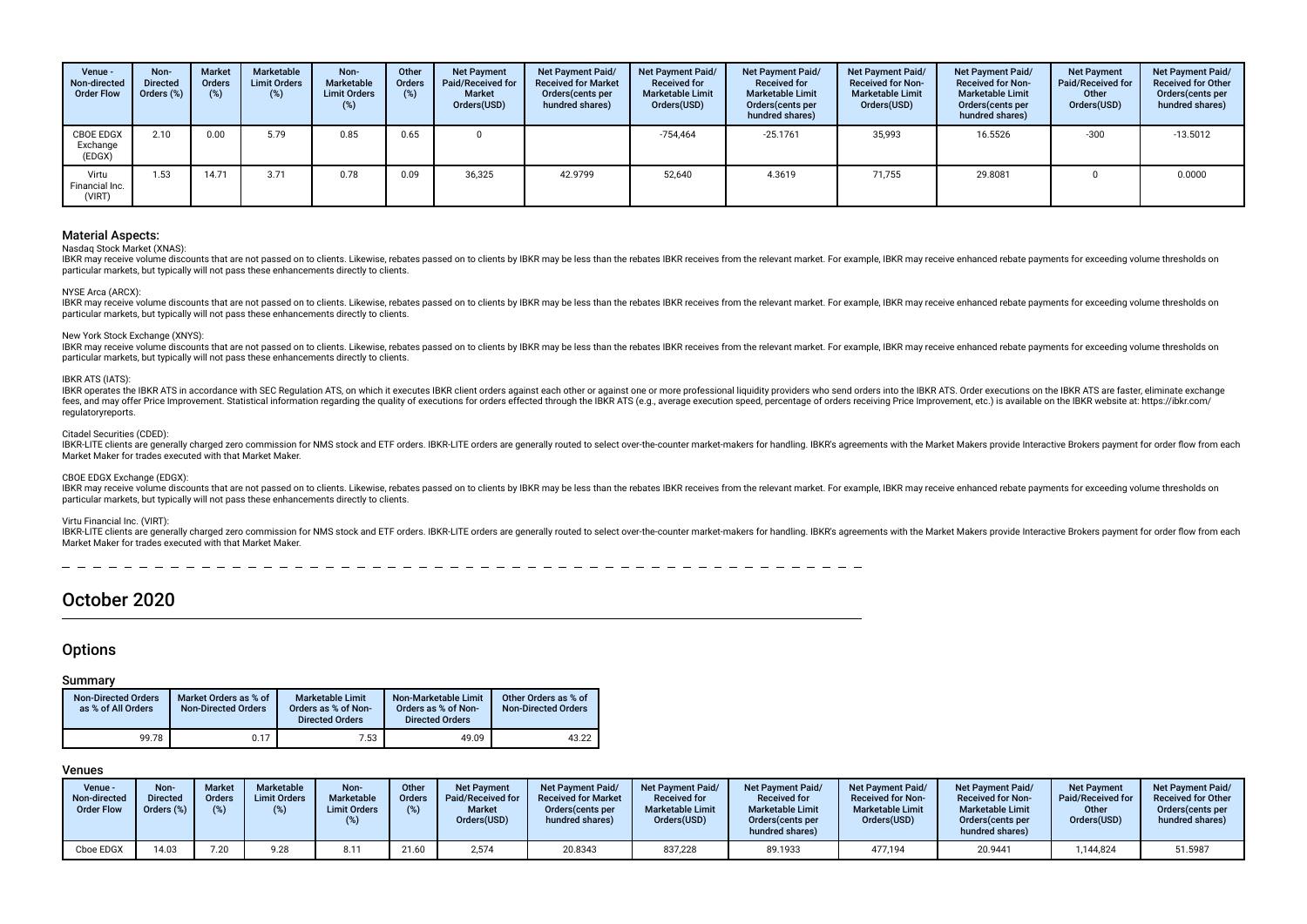| Venue - Non-directed Order Flow | Non-Directed Orders (%) | Market Orders (%) | Marketable Limit Orders (%) | Non-Marketable Limit Orders (%) | Other Orders (%) | Net Payment Paid/Received for Market Orders(USD) | Net Payment Paid/ Received for Market Orders(cents per hundred shares) | Net Payment Paid/ Received for Marketable Limit Orders(USD) | Net Payment Paid/ Received for Marketable Limit Orders(cents per hundred shares) | Net Payment Paid/ Received for Non-Marketable Limit Orders(USD) | Net Payment Paid/ Received for Non-Marketable Limit Orders(cents per hundred shares) | Net Payment Paid/Received for Other Orders(USD) | Net Payment Paid/ Received for Other Orders(cents per hundred shares) |
|---|---|---|---|---|---|---|---|---|---|---|---|---|---|
| CBOE EDGX Exchange (EDGX) | 2.10 | 0.00 | 5.79 | 0.85 | 0.65 | 0 | | -754,464 | -25.1761 | 35,993 | 16.5526 | -300 | -13.5012 |
| Virtu Financial Inc. (VIRT) | 1.53 | 14.71 | 3.71 | 0.78 | 0.09 | 36,325 | 42.9799 | 52,640 | 4.3619 | 71,755 | 29.8081 | 0 | 0.0000 |

### Material Aspects:

Nasdaq Stock Market (XNAS):

IBKR may receive volume discounts that are not passed on to clients. Likewise, rebates passed on to clients by IBKR may be less than the rebates IBKR receives from the relevant market. For example, IBKR may receive enhanced rebate payments for exceeding volume thresholds on particular markets, but typically will not pass these enhancements directly to clients.

NYSE Arca (ARCX):

IBKR may receive volume discounts that are not passed on to clients. Likewise, rebates passed on to clients by IBKR may be less than the rebates IBKR receives from the relevant market. For example, IBKR may receive enhanced rebate payments for exceeding volume thresholds on particular markets, but typically will not pass these enhancements directly to clients.

New York Stock Exchange (XNYS):

IBKR may receive volume discounts that are not passed on to clients. Likewise, rebates passed on to clients by IBKR may be less than the rebates IBKR receives from the relevant market. For example, IBKR may receive enhanced rebate payments for exceeding volume thresholds on particular markets, but typically will not pass these enhancements directly to clients.

IBKR ATS (IATS):

IBKR operates the IBKR ATS in accordance with SEC Regulation ATS, on which it executes IBKR client orders against each other or against one or more professional liquidity providers who send orders into the IBKR ATS. Order executions on the IBKR ATS are faster, eliminate exchange fees, and may offer Price Improvement. Statistical information regarding the quality of executions for orders effected through the IBKR ATS (e.g., average execution speed, percentage of orders receiving Price Improvement, etc.) is available on the IBKR website at: https://ibkr.com/regulatoryreports.

Citadel Securities (CDED):

IBKR-LITE clients are generally charged zero commission for NMS stock and ETF orders. IBKR-LITE orders are generally routed to select over-the-counter market-makers for handling. IBKR's agreements with the Market Makers provide Interactive Brokers payment for order flow from each Market Maker for trades executed with that Market Maker.

CBOE EDGX Exchange (EDGX):

IBKR may receive volume discounts that are not passed on to clients. Likewise, rebates passed on to clients by IBKR may be less than the rebates IBKR receives from the relevant market. For example, IBKR may receive enhanced rebate payments for exceeding volume thresholds on particular markets, but typically will not pass these enhancements directly to clients.

Virtu Financial Inc. (VIRT):

IBKR-LITE clients are generally charged zero commission for NMS stock and ETF orders. IBKR-LITE orders are generally routed to select over-the-counter market-makers for handling. IBKR's agreements with the Market Makers provide Interactive Brokers payment for order flow from each Market Maker for trades executed with that Market Maker.

# October 2020

## Options

### Summary

| Non-Directed Orders as % of All Orders | Market Orders as % of Non-Directed Orders | Marketable Limit Orders as % of Non-Directed Orders | Non-Marketable Limit Orders as % of Non-Directed Orders | Other Orders as % of Non-Directed Orders |
|---|---|---|---|---|
| 99.78 | 0.17 | 7.53 | 49.09 | 43.22 |

### Venues

| Venue - Non-directed Order Flow | Non-Directed Orders (%) | Market Orders (%) | Marketable Limit Orders (%) | Non-Marketable Limit Orders (%) | Other Orders (%) | Net Payment Paid/Received for Market Orders(USD) | Net Payment Paid/ Received for Market Orders(cents per hundred shares) | Net Payment Paid/ Received for Marketable Limit Orders(USD) | Net Payment Paid/ Received for Marketable Limit Orders(cents per hundred shares) | Net Payment Paid/ Received for Non-Marketable Limit Orders(USD) | Net Payment Paid/ Received for Non-Marketable Limit Orders(cents per hundred shares) | Net Payment Paid/Received for Other Orders(USD) | Net Payment Paid/ Received for Other Orders(cents per hundred shares) |
|---|---|---|---|---|---|---|---|---|---|---|---|---|---|
| Cboe EDGX | 14.03 | 7.20 | 9.28 | 8.11 | 21.60 | 2,574 | 20.8343 | 837,228 | 89.1933 | 477,194 | 20.9441 | 1,144,824 | 51.5987 |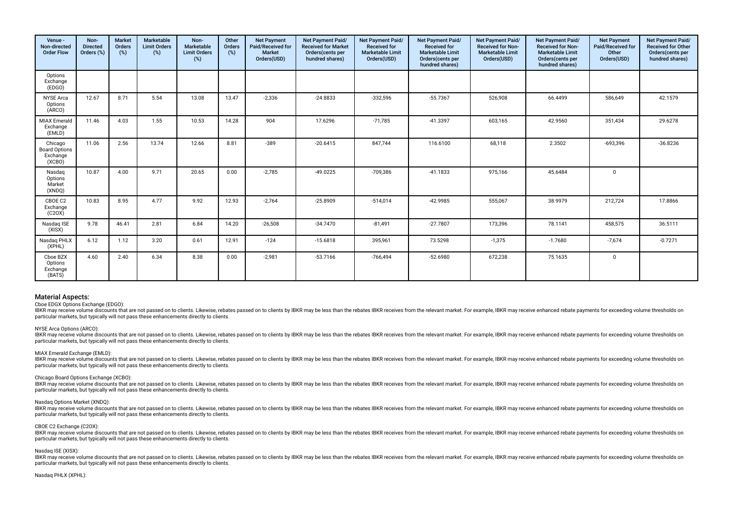| Venue - Non-directed Order Flow | Non-Directed Orders (%) | Market Orders (%) | Marketable Limit Orders (%) | Non-Marketable Limit Orders (%) | Other Orders (%) | Net Payment Paid/Received for Market Orders(USD) | Net Payment Paid/ Received for Market Orders(cents per hundred shares) | Net Payment Paid/ Received for Marketable Limit Orders(USD) | Net Payment Paid/ Received for Marketable Limit Orders(cents per hundred shares) | Net Payment Paid/ Received for Non-Marketable Limit Orders(USD) | Net Payment Paid/ Received for Non-Marketable Limit Orders(cents per hundred shares) | Net Payment Paid/Received for Other Orders(USD) | Net Payment Paid/ Received for Other Orders(cents per hundred shares) |
|---|---|---|---|---|---|---|---|---|---|---|---|---|---|
| Options Exchange (EDGO) | | | | | | | | | | | | | |
| NYSE Arca Options (ARCO) | 12.67 | 8.71 | 5.54 | 13.08 | 13.47 | -2,336 | -24.8833 | -332,596 | -55.7367 | 526,908 | 66.4499 | 586,649 | 42.1579 |
| MIAX Emerald Exchange (EMLD) | 11.46 | 4.03 | 1.55 | 10.53 | 14.28 | 904 | 17.6296 | -71,785 | -41.3397 | 603,165 | 42.9560 | 351,434 | 29.6278 |
| Chicago Board Options Exchange (XCBO) | 11.06 | 2.56 | 13.74 | 12.66 | 8.81 | -389 | -20.6415 | 847,744 | 116.6100 | 68,118 | 2.3502 | -693,396 | -36.8236 |
| Nasdaq Options Market (XNDQ) | 10.87 | 4.00 | 9.71 | 20.65 | 0.00 | -2,785 | -49.0225 | -709,386 | -41.1833 | 975,166 | 45.6484 | 0 | |
| CBOE C2 Exchange (C2OX) | 10.83 | 8.95 | 4.77 | 9.92 | 12.93 | -2,764 | -25.8909 | -514,014 | -42.9985 | 555,067 | 38.9979 | 212,724 | 17.8866 |
| Nasdaq ISE (XISX) | 9.78 | 46.41 | 2.81 | 6.84 | 14.20 | -26,508 | -34.7470 | -81,491 | -27.7807 | 173,396 | 78.1141 | 458,575 | 36.5111 |
| Nasdaq PHLX (XPHL) | 6.12 | 1.12 | 3.20 | 0.61 | 12.91 | -124 | -15.6818 | 395,961 | 73.5298 | -1,375 | -1.7680 | -7,674 | -0.7271 |
| Cboe BZX Options Exchange (BATS) | 4.60 | 2.40 | 6.34 | 8.38 | 0.00 | -2,981 | -53.7166 | -766,494 | -52.6980 | 672,238 | 75.1635 | 0 | |

## Material Aspects:

Cboe EDGX Options Exchange (EDGO):

IBKR may receive volume discounts that are not passed on to clients. Likewise, rebates passed on to clients by IBKR may be less than the rebates IBKR receives from the relevant market. For example, IBKR may receive enhanced rebate payments for exceeding volume thresholds on particular markets, but typically will not pass these enhancements directly to clients.

NYSE Arca Options (ARCO):

IBKR may receive volume discounts that are not passed on to clients. Likewise, rebates passed on to clients by IBKR may be less than the rebates IBKR receives from the relevant market. For example, IBKR may receive enhanced rebate payments for exceeding volume thresholds on particular markets, but typically will not pass these enhancements directly to clients.

MIAX Emerald Exchange (EMLD):

IBKR may receive volume discounts that are not passed on to clients. Likewise, rebates passed on to clients by IBKR may be less than the rebates IBKR receives from the relevant market. For example, IBKR may receive enhanced rebate payments for exceeding volume thresholds on particular markets, but typically will not pass these enhancements directly to clients.

Chicago Board Options Exchange (XCBO):

IBKR may receive volume discounts that are not passed on to clients. Likewise, rebates passed on to clients by IBKR may be less than the rebates IBKR receives from the relevant market. For example, IBKR may receive enhanced rebate payments for exceeding volume thresholds on particular markets, but typically will not pass these enhancements directly to clients.

Nasdaq Options Market (XNDQ):

IBKR may receive volume discounts that are not passed on to clients. Likewise, rebates passed on to clients by IBKR may be less than the rebates IBKR receives from the relevant market. For example, IBKR may receive enhanced rebate payments for exceeding volume thresholds on particular markets, but typically will not pass these enhancements directly to clients.

CBOE C2 Exchange (C2OX):

IBKR may receive volume discounts that are not passed on to clients. Likewise, rebates passed on to clients by IBKR may be less than the rebates IBKR receives from the relevant market. For example, IBKR may receive enhanced rebate payments for exceeding volume thresholds on particular markets, but typically will not pass these enhancements directly to clients.

Nasdaq ISE (XISX):

IBKR may receive volume discounts that are not passed on to clients. Likewise, rebates passed on to clients by IBKR may be less than the rebates IBKR receives from the relevant market. For example, IBKR may receive enhanced rebate payments for exceeding volume thresholds on particular markets, but typically will not pass these enhancements directly to clients.

Nasdaq PHLX (XPHL):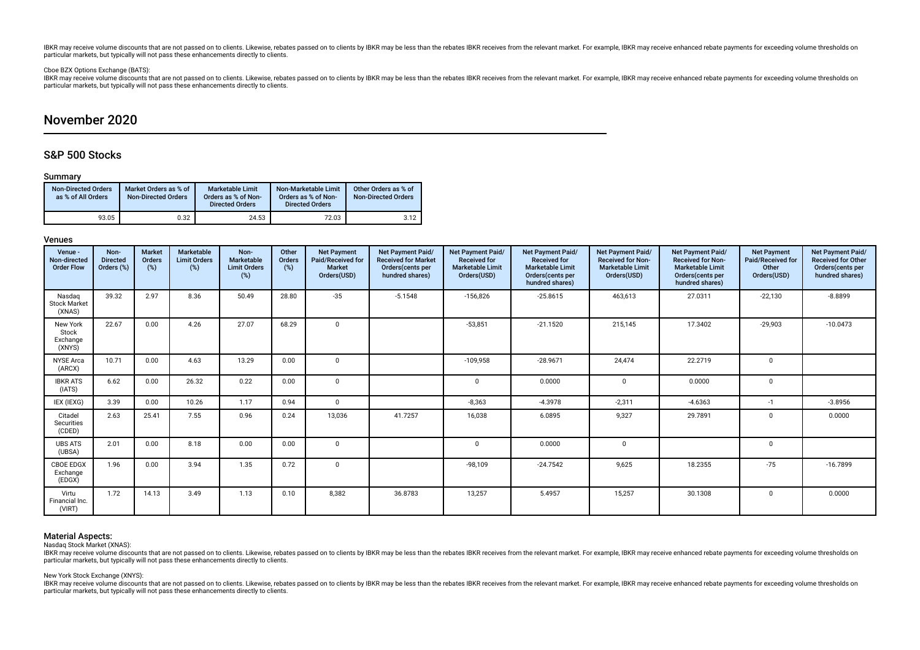IBKR may receive volume discounts that are not passed on to clients. Likewise, rebates passed on to clients by IBKR may be less than the rebates IBKR receives from the relevant market. For example, IBKR may receive enhanced rebate payments for exceeding volume thresholds on particular markets, but typically will not pass these enhancements directly to clients.

Cboe BZX Options Exchange (BATS):

IBKR may receive volume discounts that are not passed on to clients. Likewise, rebates passed on to clients by IBKR may be less than the rebates IBKR receives from the relevant market. For example, IBKR may receive enhanced rebate payments for exceeding volume thresholds on particular markets, but typically will not pass these enhancements directly to clients.

# November 2020

## S&P 500 Stocks

### Summary

| Non-Directed Orders as % of All Orders | Market Orders as % of Non-Directed Orders | Marketable Limit Orders as % of Non-Directed Orders | Non-Marketable Limit Orders as % of Non-Directed Orders | Other Orders as % of Non-Directed Orders |
|---|---|---|---|---|
| 93.05 | 0.32 | 24.53 | 72.03 | 3.12 |

### Venues

| Venue - Non-directed Order Flow | Non-Directed Orders (%) | Market Orders (%) | Marketable Limit Orders (%) | Non-Marketable Limit Orders (%) | Other Orders (%) | Net Payment Paid/Received for Market Orders(USD) | Net Payment Paid/ Received for Market Orders(cents per hundred shares) | Net Payment Paid/ Received for Marketable Limit Orders(USD) | Net Payment Paid/ Received for Marketable Limit Orders(cents per hundred shares) | Net Payment Paid/ Received for Non-Marketable Limit Orders(USD) | Net Payment Paid/ Received for Non-Marketable Limit Orders(cents per hundred shares) | Net Payment Paid/Received for Other Orders(USD) | Net Payment Paid/ Received for Other Orders(cents per hundred shares) |
|---|---|---|---|---|---|---|---|---|---|---|---|---|---|
| Nasdaq Stock Market (XNAS) | 39.32 | 2.97 | 8.36 | 50.49 | 28.80 | -35 | -5.1548 | -156,826 | -25.8615 | 463,613 | 27.0311 | -22,130 | -8.8899 |
| New York Stock Exchange (XNYS) | 22.67 | 0.00 | 4.26 | 27.07 | 68.29 | 0 | | -53,851 | -21.1520 | 215,145 | 17.3402 | -29,903 | -10.0473 |
| NYSE Arca (ARCX) | 10.71 | 0.00 | 4.63 | 13.29 | 0.00 | 0 | | -109,958 | -28.9671 | 24,474 | 22.2719 | 0 | |
| IBKR ATS (IATS) | 6.62 | 0.00 | 26.32 | 0.22 | 0.00 | 0 | | 0 | 0.0000 | 0 | 0.0000 | 0 | |
| IEX (IEXG) | 3.39 | 0.00 | 10.26 | 1.17 | 0.94 | 0 | | -8,363 | -4.3978 | -2,311 | -4.6363 | -1 | -3.8956 |
| Citadel Securities (CDED) | 2.63 | 25.41 | 7.55 | 0.96 | 0.24 | 13,036 | 41.7257 | 16,038 | 6.0895 | 9,327 | 29.7891 | 0 | 0.0000 |
| UBS ATS (UBSA) | 2.01 | 0.00 | 8.18 | 0.00 | 0.00 | 0 | | 0 | 0.0000 | 0 | | 0 | |
| CBOE EDGX Exchange (EDGX) | 1.96 | 0.00 | 3.94 | 1.35 | 0.72 | 0 | | -98,109 | -24.7542 | 9,625 | 18.2355 | -75 | -16.7899 |
| Virtu Financial Inc. (VIRT) | 1.72 | 14.13 | 3.49 | 1.13 | 0.10 | 8,382 | 36.8783 | 13,257 | 5.4957 | 15,257 | 30.1308 | 0 | 0.0000 |

### Material Aspects:

Nasdaq Stock Market (XNAS):

IBKR may receive volume discounts that are not passed on to clients. Likewise, rebates passed on to clients by IBKR may be less than the rebates IBKR receives from the relevant market. For example, IBKR may receive enhanced rebate payments for exceeding volume thresholds on particular markets, but typically will not pass these enhancements directly to clients.

New York Stock Exchange (XNYS):

IBKR may receive volume discounts that are not passed on to clients. Likewise, rebates passed on to clients by IBKR may be less than the rebates IBKR receives from the relevant market. For example, IBKR may receive enhanced rebate payments for exceeding volume thresholds on particular markets, but typically will not pass these enhancements directly to clients.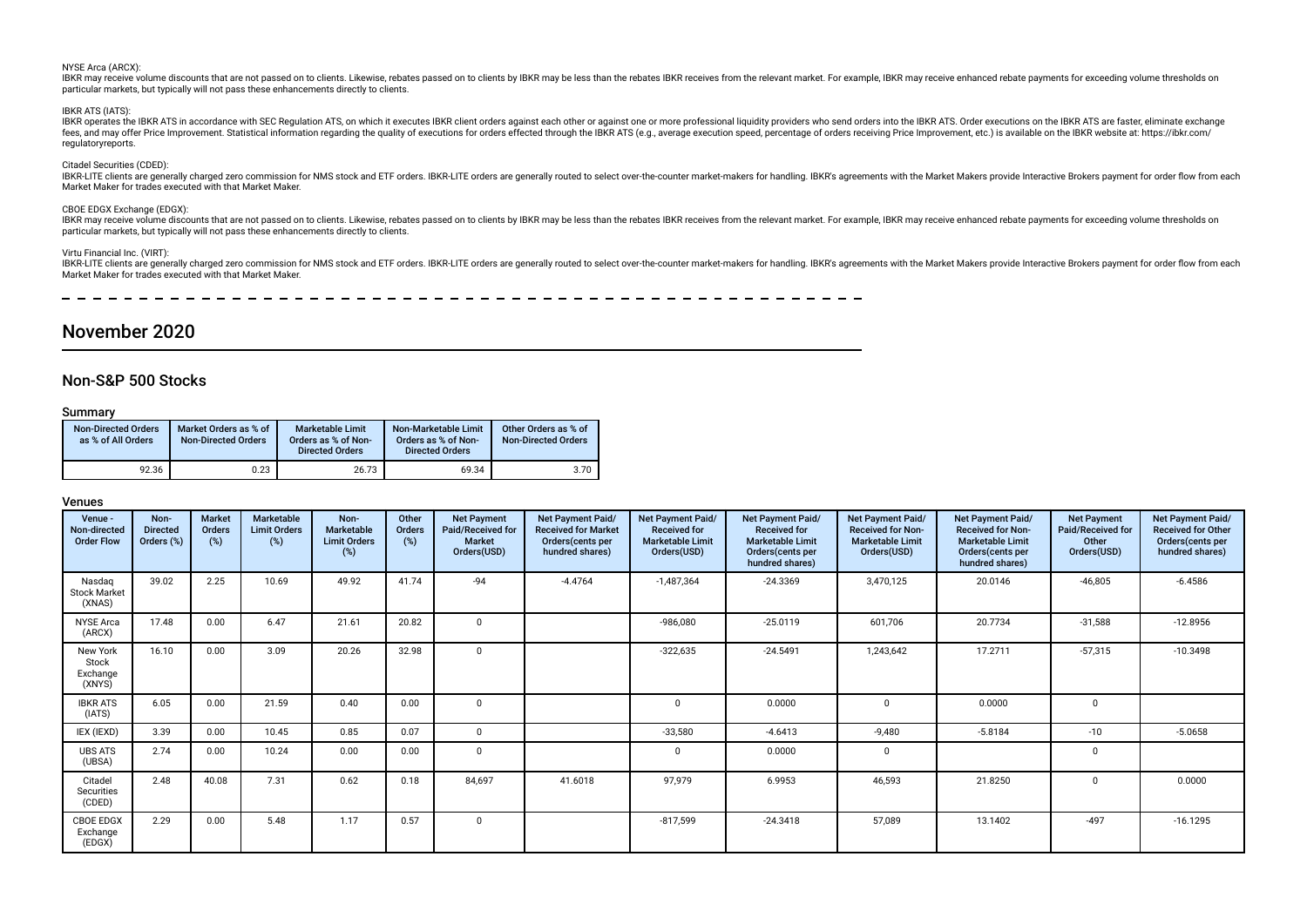NYSE Arca (ARCX):

IBKR may receive volume discounts that are not passed on to clients. Likewise, rebates passed on to clients by IBKR may be less than the rebates IBKR receives from the relevant market. For example, IBKR may receive enhanced rebate payments for exceeding volume thresholds on particular markets, but typically will not pass these enhancements directly to clients.

IBKR ATS (IATS):

IBKR operates the IBKR ATS in accordance with SEC Regulation ATS, on which it executes IBKR client orders against each other or against one or more professional liquidity providers who send orders into the IBKR ATS. Order executions on the IBKR ATS are faster, eliminate exchange fees, and may offer Price Improvement. Statistical information regarding the quality of executions for orders effected through the IBKR ATS (e.g., average execution speed, percentage of orders receiving Price Improvement, etc.) is available on the IBKR website at: https://ibkr.com/regulatoryreports.

Citadel Securities (CDED):

IBKR-LITE clients are generally charged zero commission for NMS stock and ETF orders. IBKR-LITE orders are generally routed to select over-the-counter market-makers for handling. IBKR's agreements with the Market Makers provide Interactive Brokers payment for order flow from each Market Maker for trades executed with that Market Maker.

CBOE EDGX Exchange (EDGX):

IBKR may receive volume discounts that are not passed on to clients. Likewise, rebates passed on to clients by IBKR may be less than the rebates IBKR receives from the relevant market. For example, IBKR may receive enhanced rebate payments for exceeding volume thresholds on particular markets, but typically will not pass these enhancements directly to clients.

Virtu Financial Inc. (VIRT):

IBKR-LITE clients are generally charged zero commission for NMS stock and ETF orders. IBKR-LITE orders are generally routed to select over-the-counter market-makers for handling. IBKR's agreements with the Market Makers provide Interactive Brokers payment for order flow from each Market Maker for trades executed with that Market Maker.

# November 2020

## Non-S&P 500 Stocks

### Summary

| Non-Directed Orders as % of All Orders | Market Orders as % of Non-Directed Orders | Marketable Limit Orders as % of Non-Directed Orders | Non-Marketable Limit Orders as % of Non-Directed Orders | Other Orders as % of Non-Directed Orders |
|---|---|---|---|---|
| 92.36 | 0.23 | 26.73 | 69.34 | 3.70 |

### Venues

| Venue - Non-directed Order Flow | Non-Directed Orders (%) | Market Orders (%) | Marketable Limit Orders (%) | Non-Marketable Limit Orders (%) | Other Orders (%) | Net Payment Paid/Received for Market Orders(USD) | Net Payment Paid/ Received for Market Orders(cents per hundred shares) | Net Payment Paid/ Received for Marketable Limit Orders(USD) | Net Payment Paid/ Received for Marketable Limit Orders(cents per hundred shares) | Net Payment Paid/ Received for Non-Marketable Limit Orders(USD) | Net Payment Paid/ Received for Non-Marketable Limit Orders(cents per hundred shares) | Net Payment Paid/Received for Other Orders(USD) | Net Payment Paid/ Received for Other Orders(cents per hundred shares) |
|---|---|---|---|---|---|---|---|---|---|---|---|---|---|
| Nasdaq Stock Market (XNAS) | 39.02 | 2.25 | 10.69 | 49.92 | 41.74 | -94 | -4.4764 | -1,487,364 | -24.3369 | 3,470,125 | 20.0146 | -46,805 | -6.4586 |
| NYSE Arca (ARCX) | 17.48 | 0.00 | 6.47 | 21.61 | 20.82 | 0 | | -986,080 | -25.0119 | 601,706 | 20.7734 | -31,588 | -12.8956 |
| New York Stock Exchange (XNYS) | 16.10 | 0.00 | 3.09 | 20.26 | 32.98 | 0 | | -322,635 | -24.5491 | 1,243,642 | 17.2711 | -57,315 | -10.3498 |
| IBKR ATS (IATS) | 6.05 | 0.00 | 21.59 | 0.40 | 0.00 | 0 | | 0 | 0.0000 | 0 | 0.0000 | 0 | |
| IEX (IEXD) | 3.39 | 0.00 | 10.45 | 0.85 | 0.07 | 0 | | -33,580 | -4.6413 | -9,480 | -5.8184 | -10 | -5.0658 |
| UBS ATS (UBSA) | 2.74 | 0.00 | 10.24 | 0.00 | 0.00 | 0 | | 0 | 0.0000 | 0 | | 0 | |
| Citadel Securities (CDED) | 2.48 | 40.08 | 7.31 | 0.62 | 0.18 | 84,697 | 41.6018 | 97,979 | 6.9953 | 46,593 | 21.8250 | 0 | 0.0000 |
| CBOE EDGX Exchange (EDGX) | 2.29 | 0.00 | 5.48 | 1.17 | 0.57 | 0 | | -817,599 | -24.3418 | 57,089 | 13.1402 | -497 | -16.1295 |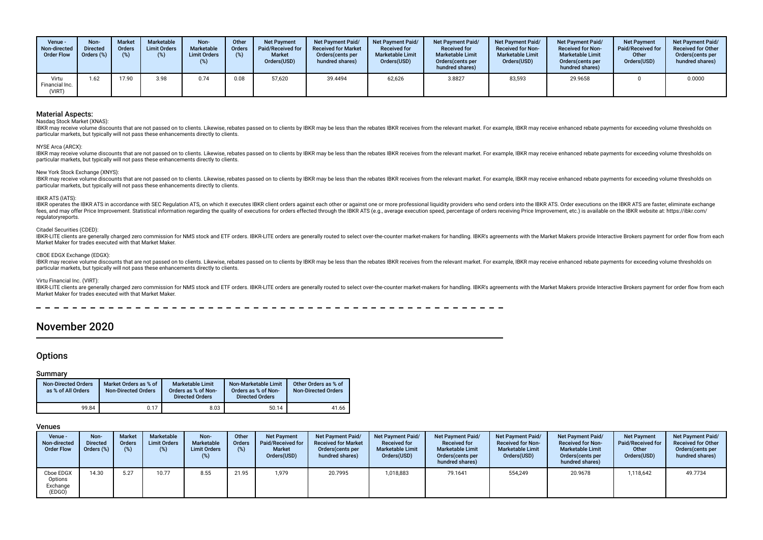| Venue - Non-directed Order Flow | Non-Directed Orders (%) | Market Orders (%) | Marketable Limit Orders (%) | Non-Marketable Limit Orders (%) | Other Orders (%) | Net Payment Paid/Received for Market Orders(USD) | Net Payment Paid/ Received for Market Orders(cents per hundred shares) | Net Payment Paid/ Received for Marketable Limit Orders(USD) | Net Payment Paid/ Received for Marketable Limit Orders(cents per hundred shares) | Net Payment Paid/ Received for Non-Marketable Limit Orders(USD) | Net Payment Paid/ Received for Non-Marketable Limit Orders(cents per hundred shares) | Net Payment Paid/Received for Other Orders(USD) | Net Payment Paid/ Received for Other Orders(cents per hundred shares) |
|---|---|---|---|---|---|---|---|---|---|---|---|---|---|
| Virtu Financial Inc. (VIRT) | 1.62 | 17.90 | 3.98 | 0.74 | 0.08 | 57,620 | 39.4494 | 62,626 | 3.8827 | 83,593 | 29.9658 | 0 | 0.0000 |

### Material Aspects:

Nasdaq Stock Market (XNAS):

IBKR may receive volume discounts that are not passed on to clients. Likewise, rebates passed on to clients by IBKR may be less than the rebates IBKR receives from the relevant market. For example, IBKR may receive enhanced rebate payments for exceeding volume thresholds on particular markets, but typically will not pass these enhancements directly to clients.

NYSE Arca (ARCX):

IBKR may receive volume discounts that are not passed on to clients. Likewise, rebates passed on to clients by IBKR may be less than the rebates IBKR receives from the relevant market. For example, IBKR may receive enhanced rebate payments for exceeding volume thresholds on particular markets, but typically will not pass these enhancements directly to clients.

New York Stock Exchange (XNYS):

IBKR may receive volume discounts that are not passed on to clients. Likewise, rebates passed on to clients by IBKR may be less than the rebates IBKR receives from the relevant market. For example, IBKR may receive enhanced rebate payments for exceeding volume thresholds on particular markets, but typically will not pass these enhancements directly to clients.

IBKR ATS (IATS):

IBKR operates the IBKR ATS in accordance with SEC Regulation ATS, on which it executes IBKR client orders against each other or against one or more professional liquidity providers who send orders into the IBKR ATS. Order executions on the IBKR ATS are faster, eliminate exchange fees, and may offer Price Improvement. Statistical information regarding the quality of executions for orders effected through the IBKR ATS (e.g., average execution speed, percentage of orders receiving Price Improvement, etc.) is available on the IBKR website at: https://ibkr.com/regulatoryreports.

Citadel Securities (CDED):

IBKR-LITE clients are generally charged zero commission for NMS stock and ETF orders. IBKR-LITE orders are generally routed to select over-the-counter market-makers for handling. IBKR's agreements with the Market Makers provide Interactive Brokers payment for order flow from each Market Maker for trades executed with that Market Maker.

CBOE EDGX Exchange (EDGX):

IBKR may receive volume discounts that are not passed on to clients. Likewise, rebates passed on to clients by IBKR may be less than the rebates IBKR receives from the relevant market. For example, IBKR may receive enhanced rebate payments for exceeding volume thresholds on particular markets, but typically will not pass these enhancements directly to clients.

Virtu Financial Inc. (VIRT):

IBKR-LITE clients are generally charged zero commission for NMS stock and ETF orders. IBKR-LITE orders are generally routed to select over-the-counter market-makers for handling. IBKR's agreements with the Market Makers provide Interactive Brokers payment for order flow from each Market Maker for trades executed with that Market Maker.

# November 2020

## Options

### Summary

| Non-Directed Orders as % of All Orders | Market Orders as % of Non-Directed Orders | Marketable Limit Orders as % of Non-Directed Orders | Non-Marketable Limit Orders as % of Non-Directed Orders | Other Orders as % of Non-Directed Orders |
|---|---|---|---|---|
| 99.84 | 0.17 | 8.03 | 50.14 | 41.66 |

### Venues

| Venue - Non-directed Order Flow | Non-Directed Orders (%) | Market Orders (%) | Marketable Limit Orders (%) | Non-Marketable Limit Orders (%) | Other Orders (%) | Net Payment Paid/Received for Market Orders(USD) | Net Payment Paid/ Received for Market Orders(cents per hundred shares) | Net Payment Paid/ Received for Marketable Limit Orders(USD) | Net Payment Paid/ Received for Marketable Limit Orders(cents per hundred shares) | Net Payment Paid/ Received for Non-Marketable Limit Orders(USD) | Net Payment Paid/ Received for Non-Marketable Limit Orders(cents per hundred shares) | Net Payment Paid/Received for Other Orders(USD) | Net Payment Paid/ Received for Other Orders(cents per hundred shares) |
|---|---|---|---|---|---|---|---|---|---|---|---|---|---|
| Cboe EDGX Options Exchange (EDGO) | 14.30 | 5.27 | 10.77 | 8.55 | 21.95 | 1,979 | 20.7995 | 1,018,883 | 79.1641 | 554,249 | 20.9678 | 1,118,642 | 49.7734 |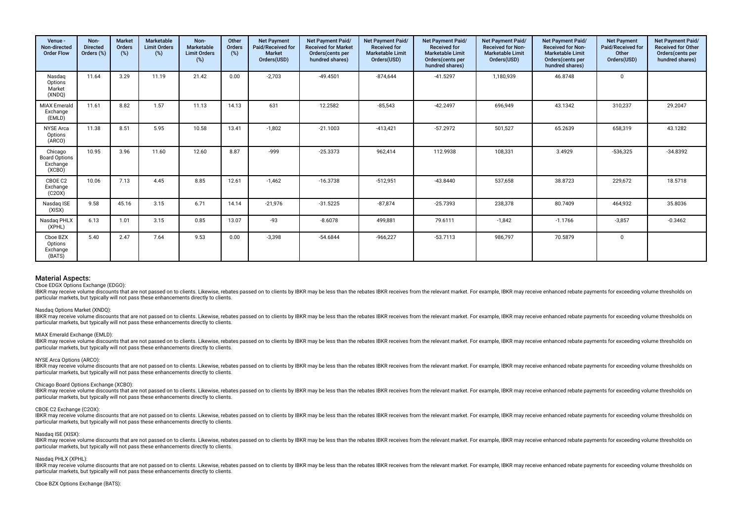| Venue - Non-directed Order Flow | Non-Directed Orders (%) | Market Orders (%) | Marketable Limit Orders (%) | Non-Marketable Limit Orders (%) | Other Orders (%) | Net Payment Paid/Received for Market Orders(USD) | Net Payment Paid/ Received for Market Orders(cents per hundred shares) | Net Payment Paid/ Received for Marketable Limit Orders(USD) | Net Payment Paid/ Received for Marketable Limit Orders(cents per hundred shares) | Net Payment Paid/ Received for Non-Marketable Limit Orders(USD) | Net Payment Paid/ Received for Non-Marketable Limit Orders(cents per hundred shares) | Net Payment Paid/Received for Other Orders(USD) | Net Payment Paid/ Received for Other Orders(cents per hundred shares) |
|---|---|---|---|---|---|---|---|---|---|---|---|---|---|
| Nasdaq Options Market (XNDQ) | 11.64 | 3.29 | 11.19 | 21.42 | 0.00 | -2,703 | -49.4501 | -874,644 | -41.5297 | 1,180,939 | 46.8748 | 0 | |
| MIAX Emerald Exchange (EMLD) | 11.61 | 8.82 | 1.57 | 11.13 | 14.13 | 631 | 12.2582 | -85,543 | -42.2497 | 696,949 | 43.1342 | 310,237 | 29.2047 |
| NYSE Arca Options (ARCO) | 11.38 | 8.51 | 5.95 | 10.58 | 13.41 | -1,802 | -21.1003 | -413,421 | -57.2972 | 501,527 | 65.2639 | 658,319 | 43.1282 |
| Chicago Board Options Exchange (XCBO) | 10.95 | 3.96 | 11.60 | 12.60 | 8.87 | -999 | -25.3373 | 962,414 | 112.9938 | 108,331 | 3.4929 | -536,325 | -34.8392 |
| CBOE C2 Exchange (C2OX) | 10.06 | 7.13 | 4.45 | 8.85 | 12.61 | -1,462 | -16.3738 | -512,951 | -43.8440 | 537,658 | 38.8723 | 229,672 | 18.5718 |
| Nasdaq ISE (XISX) | 9.58 | 45.16 | 3.15 | 6.71 | 14.14 | -21,976 | -31.5225 | -87,874 | -25.7393 | 238,378 | 80.7409 | 464,932 | 35.8036 |
| Nasdaq PHLX (XPHL) | 6.13 | 1.01 | 3.15 | 0.85 | 13.07 | -93 | -8.6078 | 499,881 | 79.6111 | -1,842 | -1.1766 | -3,857 | -0.3462 |
| Cboe BZX Options Exchange (BATS) | 5.40 | 2.47 | 7.64 | 9.53 | 0.00 | -3,398 | -54.6844 | -966,227 | -53.7113 | 986,797 | 70.5879 | 0 | |

## Material Aspects:

Cboe EDGX Options Exchange (EDGO):

IBKR may receive volume discounts that are not passed on to clients. Likewise, rebates passed on to clients by IBKR may be less than the rebates IBKR receives from the relevant market. For example, IBKR may receive enhanced rebate payments for exceeding volume thresholds on particular markets, but typically will not pass these enhancements directly to clients.

Nasdaq Options Market (XNDQ):

IBKR may receive volume discounts that are not passed on to clients. Likewise, rebates passed on to clients by IBKR may be less than the rebates IBKR receives from the relevant market. For example, IBKR may receive enhanced rebate payments for exceeding volume thresholds on particular markets, but typically will not pass these enhancements directly to clients.

MIAX Emerald Exchange (EMLD):

IBKR may receive volume discounts that are not passed on to clients. Likewise, rebates passed on to clients by IBKR may be less than the rebates IBKR receives from the relevant market. For example, IBKR may receive enhanced rebate payments for exceeding volume thresholds on particular markets, but typically will not pass these enhancements directly to clients.

NYSE Arca Options (ARCO):

IBKR may receive volume discounts that are not passed on to clients. Likewise, rebates passed on to clients by IBKR may be less than the rebates IBKR receives from the relevant market. For example, IBKR may receive enhanced rebate payments for exceeding volume thresholds on particular markets, but typically will not pass these enhancements directly to clients.

Chicago Board Options Exchange (XCBO):

IBKR may receive volume discounts that are not passed on to clients. Likewise, rebates passed on to clients by IBKR may be less than the rebates IBKR receives from the relevant market. For example, IBKR may receive enhanced rebate payments for exceeding volume thresholds on particular markets, but typically will not pass these enhancements directly to clients.

CBOE C2 Exchange (C2OX):

IBKR may receive volume discounts that are not passed on to clients. Likewise, rebates passed on to clients by IBKR may be less than the rebates IBKR receives from the relevant market. For example, IBKR may receive enhanced rebate payments for exceeding volume thresholds on particular markets, but typically will not pass these enhancements directly to clients.

Nasdaq ISE (XISX):

IBKR may receive volume discounts that are not passed on to clients. Likewise, rebates passed on to clients by IBKR may be less than the rebates IBKR receives from the relevant market. For example, IBKR may receive enhanced rebate payments for exceeding volume thresholds on particular markets, but typically will not pass these enhancements directly to clients.

Nasdaq PHLX (XPHL):

IBKR may receive volume discounts that are not passed on to clients. Likewise, rebates passed on to clients by IBKR may be less than the rebates IBKR receives from the relevant market. For example, IBKR may receive enhanced rebate payments for exceeding volume thresholds on particular markets, but typically will not pass these enhancements directly to clients.

Cboe BZX Options Exchange (BATS):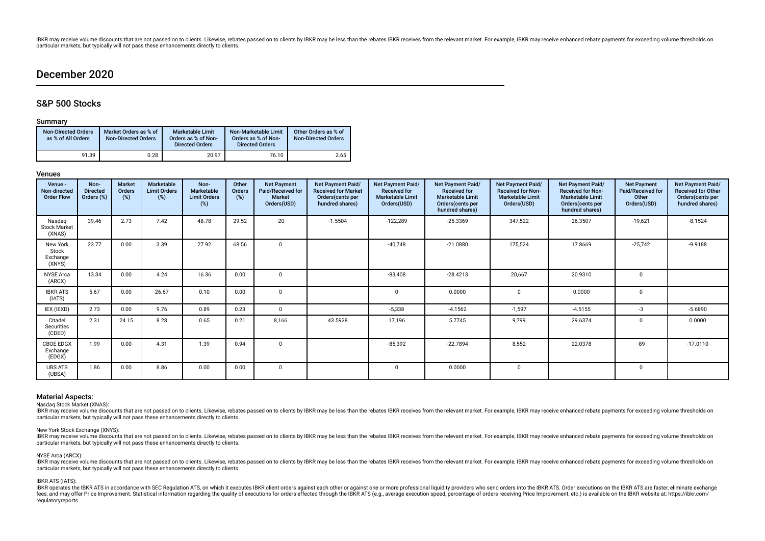IBKR may receive volume discounts that are not passed on to clients. Likewise, rebates passed on to clients by IBKR may be less than the rebates IBKR receives from the relevant market. For example, IBKR may receive enhanced rebate payments for exceeding volume thresholds on particular markets, but typically will not pass these enhancements directly to clients.

# December 2020

## S&P 500 Stocks

### Summary

| Non-Directed Orders as % of All Orders | Market Orders as % of Non-Directed Orders | Marketable Limit Orders as % of Non-Directed Orders | Non-Marketable Limit Orders as % of Non-Directed Orders | Other Orders as % of Non-Directed Orders |
|---|---|---|---|---|
| 91.39 | 0.28 | 20.97 | 76.10 | 2.65 |

### Venues

| Venue - Non-directed Order Flow | Non-Directed Orders (%) | Market Orders (%) | Marketable Limit Orders (%) | Non-Marketable Limit Orders (%) | Other Orders (%) | Net Payment Paid/Received for Market Orders(USD) | Net Payment Paid/Received for Market Orders(cents per hundred shares) | Net Payment Paid/Received for Marketable Limit Orders(USD) | Net Payment Paid/Received for Marketable Limit Orders(cents per hundred shares) | Net Payment Paid/Received for Non-Marketable Limit Orders(USD) | Net Payment Paid/Received for Non-Marketable Limit Orders(cents per hundred shares) | Net Payment Paid/Received for Other Orders(USD) | Net Payment Paid/Received for Other Orders(cents per hundred shares) |
|---|---|---|---|---|---|---|---|---|---|---|---|---|---|
| Nasdaq Stock Market (XNAS) | 39.46 | 2.73 | 7.42 | 48.78 | 29.52 | -20 | -1.5504 | -122,289 | -25.3369 | 347,522 | 26.3507 | -19,621 | -8.1524 |
| New York Stock Exchange (XNYS) | 23.77 | 0.00 | 3.39 | 27.92 | 68.56 | 0 | | -40,748 | -21.0880 | 175,524 | 17.8669 | -25,742 | -9.9188 |
| NYSE Arca (ARCX) | 13.34 | 0.00 | 4.24 | 16.36 | 0.00 | 0 | | -83,408 | -28.4213 | 20,667 | 20.9310 | 0 | |
| IBKR ATS (IATS) | 5.67 | 0.00 | 26.67 | 0.10 | 0.00 | 0 | | 0 | 0.0000 | 0 | 0.0000 | 0 | |
| IEX (IEXD) | 2.73 | 0.00 | 9.76 | 0.89 | 0.23 | 0 | | -5,338 | -4.1562 | -1,597 | -4.5155 | -3 | -5.6890 |
| Citadel Securities (CDED) | 2.31 | 24.15 | 8.28 | 0.65 | 0.21 | 8,166 | 43.5928 | 17,196 | 5.7745 | 9,799 | 29.6374 | 0 | 0.0000 |
| CBOE EDGX Exchange (EDGX) | 1.99 | 0.00 | 4.31 | 1.39 | 0.94 | 0 | | -85,392 | -22.7894 | 8,552 | 22.0378 | -89 | -17.0110 |
| UBS ATS (UBSA) | 1.86 | 0.00 | 8.86 | 0.00 | 0.00 | 0 | | 0 | 0.0000 | 0 | | 0 | |

### Material Aspects:

Nasdaq Stock Market (XNAS):

IBKR may receive volume discounts that are not passed on to clients. Likewise, rebates passed on to clients by IBKR may be less than the rebates IBKR receives from the relevant market. For example, IBKR may receive enhanced rebate payments for exceeding volume thresholds on particular markets, but typically will not pass these enhancements directly to clients.

New York Stock Exchange (XNYS):

IBKR may receive volume discounts that are not passed on to clients. Likewise, rebates passed on to clients by IBKR may be less than the rebates IBKR receives from the relevant market. For example, IBKR may receive enhanced rebate payments for exceeding volume thresholds on particular markets, but typically will not pass these enhancements directly to clients.

NYSE Arca (ARCX):

IBKR may receive volume discounts that are not passed on to clients. Likewise, rebates passed on to clients by IBKR may be less than the rebates IBKR receives from the relevant market. For example, IBKR may receive enhanced rebate payments for exceeding volume thresholds on particular markets, but typically will not pass these enhancements directly to clients.

IBKR ATS (IATS):

IBKR operates the IBKR ATS in accordance with SEC Regulation ATS, on which it executes IBKR client orders against each other or against one or more professional liquidity providers who send orders into the IBKR ATS. Order executions on the IBKR ATS are faster, eliminate exchange fees, and may offer Price Improvement. Statistical information regarding the quality of executions for orders effected through the IBKR ATS (e.g., average execution speed, percentage of orders receiving Price Improvement, etc.) is available on the IBKR website at: https://ibkr.com/regulatoryreports.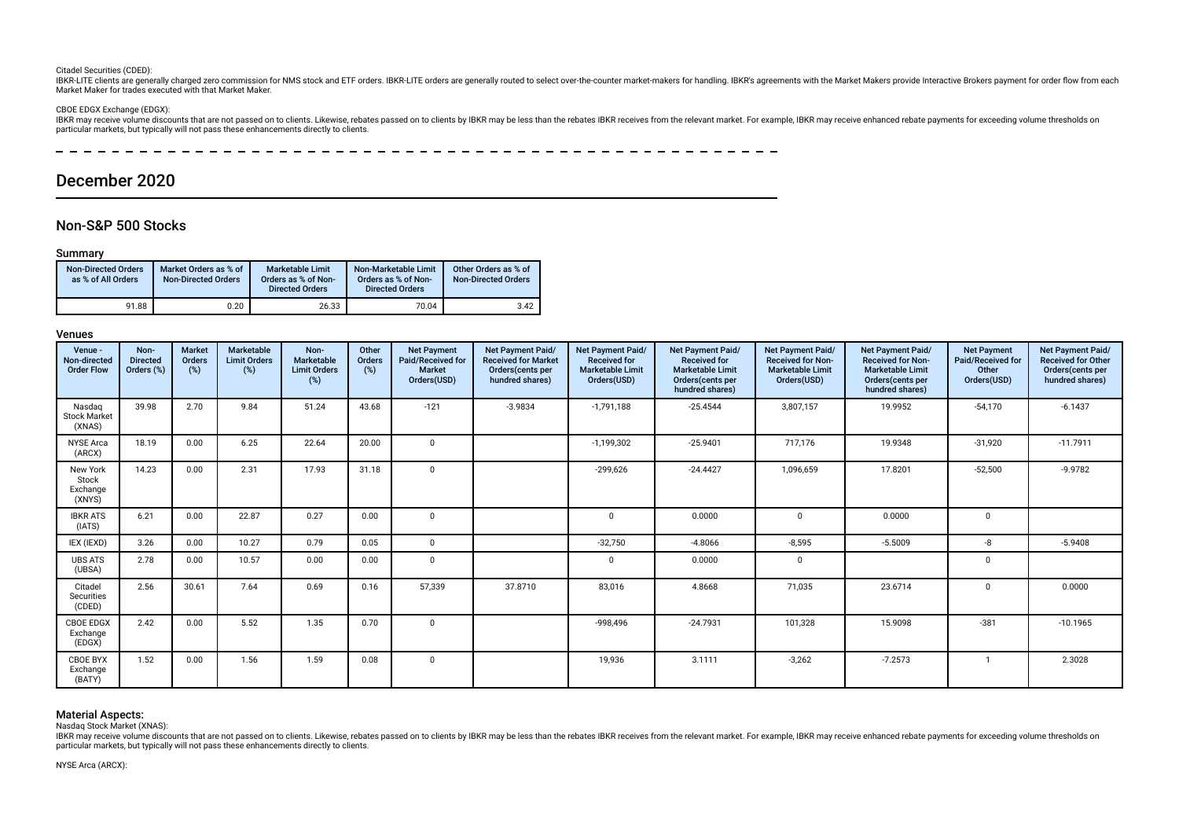Citadel Securities (CDED):

IBKR-LITE clients are generally charged zero commission for NMS stock and ETF orders. IBKR-LITE orders are generally routed to select over-the-counter market-makers for handling. IBKR's agreements with the Market Makers provide Interactive Brokers payment for order flow from each Market Maker for trades executed with that Market Maker.

CBOE EDGX Exchange (EDGX):

IBKR may receive volume discounts that are not passed on to clients. Likewise, rebates passed on to clients by IBKR may be less than the rebates IBKR receives from the relevant market. For example, IBKR may receive enhanced rebate payments for exceeding volume thresholds on particular markets, but typically will not pass these enhancements directly to clients.

# December 2020

## Non-S&P 500 Stocks

### Summary

| Non-Directed Orders as % of All Orders | Market Orders as % of Non-Directed Orders | Marketable Limit Orders as % of Non-Directed Orders | Non-Marketable Limit Orders as % of Non-Directed Orders | Other Orders as % of Non-Directed Orders |
|---|---|---|---|---|
| 91.88 | 0.20 | 26.33 | 70.04 | 3.42 |

### Venues

| Venue - Non-directed Order Flow | Non-Directed Orders (%) | Market Orders (%) | Marketable Limit Orders (%) | Non-Marketable Limit Orders (%) | Other Orders (%) | Net Payment Paid/Received for Market Orders(USD) | Net Payment Paid/Received for Market Orders(cents per hundred shares) | Net Payment Paid/Received for Marketable Limit Orders(USD) | Net Payment Paid/Received for Marketable Limit Orders(cents per hundred shares) | Net Payment Paid/Received for Non-Marketable Limit Orders(USD) | Net Payment Paid/Received for Non-Marketable Limit Orders(cents per hundred shares) | Net Payment Paid/Received for Other Orders(USD) | Net Payment Paid/Received for Other Orders(cents per hundred shares) |
|---|---|---|---|---|---|---|---|---|---|---|---|---|---|
| Nasdaq Stock Market (XNAS) | 39.98 | 2.70 | 9.84 | 51.24 | 43.68 | -121 | -3.9834 | -1,791,188 | -25.4544 | 3,807,157 | 19.9952 | -54,170 | -6.1437 |
| NYSE Arca (ARCX) | 18.19 | 0.00 | 6.25 | 22.64 | 20.00 | 0 | | -1,199,302 | -25.9401 | 717,176 | 19.9348 | -31,920 | -11.7911 |
| New York Stock Exchange (XNYS) | 14.23 | 0.00 | 2.31 | 17.93 | 31.18 | 0 | | -299,626 | -24.4427 | 1,096,659 | 17.8201 | -52,500 | -9.9782 |
| IBKR ATS (IATS) | 6.21 | 0.00 | 22.87 | 0.27 | 0.00 | 0 | | 0 | 0.0000 | 0 | 0.0000 | 0 | |
| IEX (IEXD) | 3.26 | 0.00 | 10.27 | 0.79 | 0.05 | 0 | | -32,750 | -4.8066 | -8,595 | -5.5009 | -8 | -5.9408 |
| UBS ATS (UBSA) | 2.78 | 0.00 | 10.57 | 0.00 | 0.00 | 0 | | 0 | 0.0000 | 0 | | 0 | |
| Citadel Securities (CDED) | 2.56 | 30.61 | 7.64 | 0.69 | 0.16 | 57,339 | 37.8710 | 83,016 | 4.8668 | 71,035 | 23.6714 | 0 | 0.0000 |
| CBOE EDGX Exchange (EDGX) | 2.42 | 0.00 | 5.52 | 1.35 | 0.70 | 0 | | -998,496 | -24.7931 | 101,328 | 15.9098 | -381 | -10.1965 |
| CBOE BYX Exchange (BATY) | 1.52 | 0.00 | 1.56 | 1.59 | 0.08 | 0 | | 19,936 | 3.1111 | -3,262 | -7.2573 | 1 | 2.3028 |

### Material Aspects:

Nasdaq Stock Market (XNAS):

IBKR may receive volume discounts that are not passed on to clients. Likewise, rebates passed on to clients by IBKR may be less than the rebates IBKR receives from the relevant market. For example, IBKR may receive enhanced rebate payments for exceeding volume thresholds on particular markets, but typically will not pass these enhancements directly to clients.

NYSE Arca (ARCX):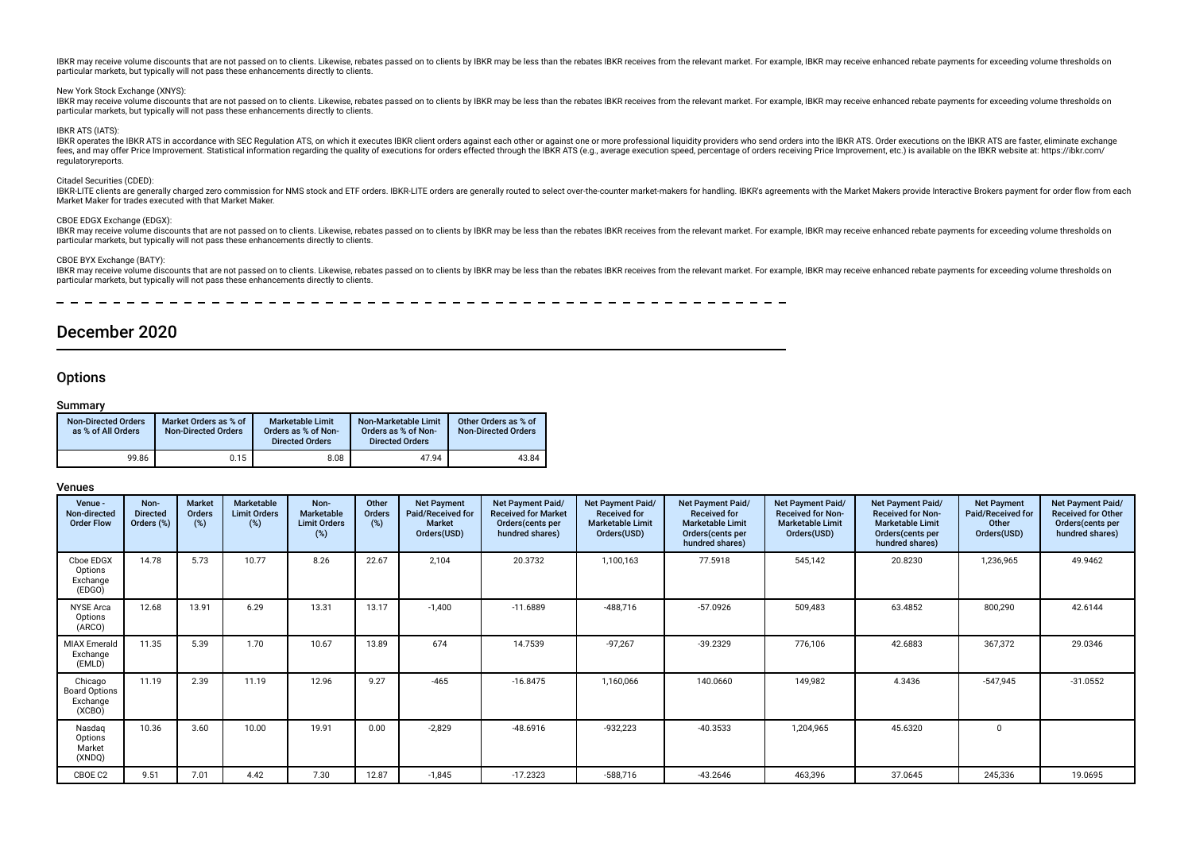IBKR may receive volume discounts that are not passed on to clients. Likewise, rebates passed on to clients by IBKR may be less than the rebates IBKR receives from the relevant market. For example, IBKR may receive enhanced rebate payments for exceeding volume thresholds on particular markets, but typically will not pass these enhancements directly to clients.

New York Stock Exchange (XNYS):

IBKR may receive volume discounts that are not passed on to clients. Likewise, rebates passed on to clients by IBKR may be less than the rebates IBKR receives from the relevant market. For example, IBKR may receive enhanced rebate payments for exceeding volume thresholds on particular markets, but typically will not pass these enhancements directly to clients.

IBKR ATS (IATS):

IBKR operates the IBKR ATS in accordance with SEC Regulation ATS, on which it executes IBKR client orders against each other or against one or more professional liquidity providers who send orders into the IBKR ATS. Order executions on the IBKR ATS are faster, eliminate exchange fees, and may offer Price Improvement. Statistical information regarding the quality of executions for orders effected through the IBKR ATS (e.g., average execution speed, percentage of orders receiving Price Improvement, etc.) is available on the IBKR website at: https://ibkr.com/regulatoryreports.

Citadel Securities (CDED):

IBKR-LITE clients are generally charged zero commission for NMS stock and ETF orders. IBKR-LITE orders are generally routed to select over-the-counter market-makers for handling. IBKR's agreements with the Market Makers provide Interactive Brokers payment for order flow from each Market Maker for trades executed with that Market Maker.

CBOE EDGX Exchange (EDGX):

IBKR may receive volume discounts that are not passed on to clients. Likewise, rebates passed on to clients by IBKR may be less than the rebates IBKR receives from the relevant market. For example, IBKR may receive enhanced rebate payments for exceeding volume thresholds on particular markets, but typically will not pass these enhancements directly to clients.

CBOE BYX Exchange (BATY):

IBKR may receive volume discounts that are not passed on to clients. Likewise, rebates passed on to clients by IBKR may be less than the rebates IBKR receives from the relevant market. For example, IBKR may receive enhanced rebate payments for exceeding volume thresholds on particular markets, but typically will not pass these enhancements directly to clients.

# December 2020

## Options

### Summary

| Non-Directed Orders as % of All Orders | Market Orders as % of Non-Directed Orders | Marketable Limit Orders as % of Non-Directed Orders | Non-Marketable Limit Orders as % of Non-Directed Orders | Other Orders as % of Non-Directed Orders |
|---|---|---|---|---|
| 99.86 | 0.15 | 8.08 | 47.94 | 43.84 |

### Venues

| Venue - Non-directed Order Flow | Non-Directed Orders (%) | Market Orders (%) | Marketable Limit Orders (%) | Non-Marketable Limit Orders (%) | Other Orders (%) | Net Payment Paid/Received for Market Orders(USD) | Net Payment Paid/Received for Market Orders(cents per hundred shares) | Net Payment Paid/Received for Marketable Limit Orders(USD) | Net Payment Paid/Received for Marketable Limit Orders(cents per hundred shares) | Net Payment Paid/Received for Non-Marketable Limit Orders(USD) | Net Payment Paid/Received for Non-Marketable Limit Orders(cents per hundred shares) | Net Payment Paid/Received for Other Orders(USD) | Net Payment Paid/Received for Other Orders(cents per hundred shares) |
|---|---|---|---|---|---|---|---|---|---|---|---|---|---|
| Cboe EDGX Options Exchange (EDGO) | 14.78 | 5.73 | 10.77 | 8.26 | 22.67 | 2,104 | 20.3732 | 1,100,163 | 77.5918 | 545,142 | 20.8230 | 1,236,965 | 49.9462 |
| NYSE Arca Options (ARCO) | 12.68 | 13.91 | 6.29 | 13.31 | 13.17 | -1,400 | -11.6889 | -488,716 | -57.0926 | 509,483 | 63.4852 | 800,290 | 42.6144 |
| MIAX Emerald Exchange (EMLD) | 11.35 | 5.39 | 1.70 | 10.67 | 13.89 | 674 | 14.7539 | -97,267 | -39.2329 | 776,106 | 42.6883 | 367,372 | 29.0346 |
| Chicago Board Options Exchange (XCBO) | 11.19 | 2.39 | 11.19 | 12.96 | 9.27 | -465 | -16.8475 | 1,160,066 | 140.0660 | 149,982 | 4.3436 | -547,945 | -31.0552 |
| Nasdaq Options Market (XNDQ) | 10.36 | 3.60 | 10.00 | 19.91 | 0.00 | -2,829 | -48.6916 | -932,223 | -40.3533 | 1,204,965 | 45.6320 | 0 | |
| CBOE C2 | 9.51 | 7.01 | 4.42 | 7.30 | 12.87 | -1,845 | -17.2323 | -588,716 | -43.2646 | 463,396 | 37.0645 | 245,336 | 19.0695 |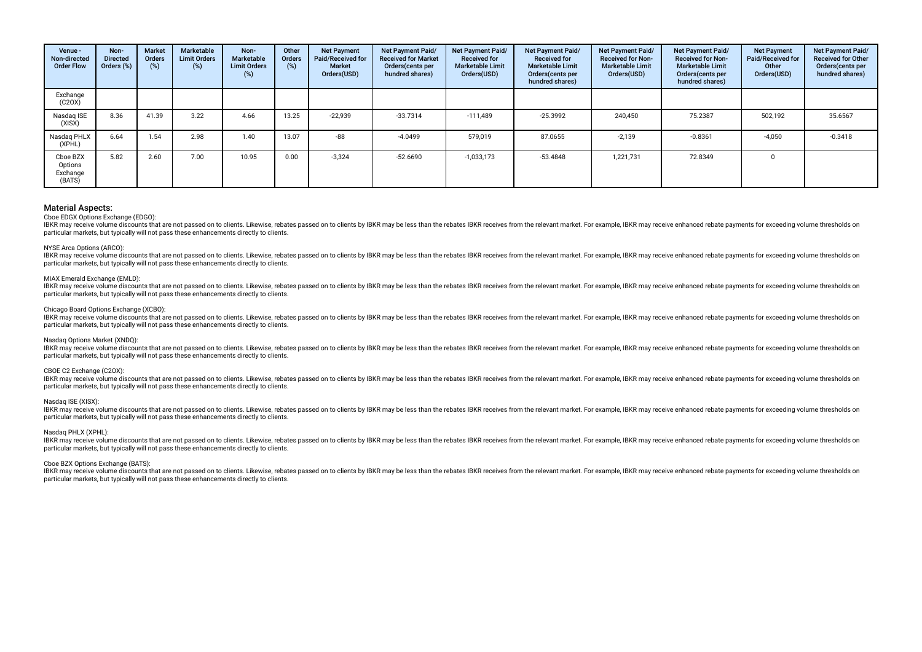| Venue - Non-directed Order Flow | Non-Directed Orders (%) | Market Orders (%) | Marketable Limit Orders (%) | Non-Marketable Limit Orders (%) | Other Orders (%) | Net Payment Paid/Received for Market Orders(USD) | Net Payment Paid/ Received for Market Orders(cents per hundred shares) | Net Payment Paid/ Received for Marketable Limit Orders(USD) | Net Payment Paid/ Received for Marketable Limit Orders(cents per hundred shares) | Net Payment Paid/ Received for Non-Marketable Limit Orders(USD) | Net Payment Paid/ Received for Non-Marketable Limit Orders(cents per hundred shares) | Net Payment Paid/Received for Other Orders(USD) | Net Payment Paid/ Received for Other Orders(cents per hundred shares) |
|---|---|---|---|---|---|---|---|---|---|---|---|---|---|
| Exchange (C2OX) | | | | | | | | | | | | | |
| Nasdaq ISE (XISX) | 8.36 | 41.39 | 3.22 | 4.66 | 13.25 | -22,939 | -33.7314 | -111,489 | -25.3992 | 240,450 | 75.2387 | 502,192 | 35.6567 |
| Nasdaq PHLX (XPHL) | 6.64 | 1.54 | 2.98 | 1.40 | 13.07 | -88 | -4.0499 | 579,019 | 87.0655 | -2,139 | -0.8361 | -4,050 | -0.3418 |
| Cboe BZX Options Exchange (BATS) | 5.82 | 2.60 | 7.00 | 10.95 | 0.00 | -3,324 | -52.6690 | -1,033,173 | -53.4848 | 1,221,731 | 72.8349 | 0 | |

### Material Aspects:

Cboe EDGX Options Exchange (EDGO):

IBKR may receive volume discounts that are not passed on to clients. Likewise, rebates passed on to clients by IBKR may be less than the rebates IBKR receives from the relevant market. For example, IBKR may receive enhanced rebate payments for exceeding volume thresholds on particular markets, but typically will not pass these enhancements directly to clients.

NYSE Arca Options (ARCO):

IBKR may receive volume discounts that are not passed on to clients. Likewise, rebates passed on to clients by IBKR may be less than the rebates IBKR receives from the relevant market. For example, IBKR may receive enhanced rebate payments for exceeding volume thresholds on particular markets, but typically will not pass these enhancements directly to clients.

MIAX Emerald Exchange (EMLD):

IBKR may receive volume discounts that are not passed on to clients. Likewise, rebates passed on to clients by IBKR may be less than the rebates IBKR receives from the relevant market. For example, IBKR may receive enhanced rebate payments for exceeding volume thresholds on particular markets, but typically will not pass these enhancements directly to clients.

Chicago Board Options Exchange (XCBO):

IBKR may receive volume discounts that are not passed on to clients. Likewise, rebates passed on to clients by IBKR may be less than the rebates IBKR receives from the relevant market. For example, IBKR may receive enhanced rebate payments for exceeding volume thresholds on particular markets, but typically will not pass these enhancements directly to clients.

Nasdaq Options Market (XNDQ):

IBKR may receive volume discounts that are not passed on to clients. Likewise, rebates passed on to clients by IBKR may be less than the rebates IBKR receives from the relevant market. For example, IBKR may receive enhanced rebate payments for exceeding volume thresholds on particular markets, but typically will not pass these enhancements directly to clients.

CBOE C2 Exchange (C2OX):

IBKR may receive volume discounts that are not passed on to clients. Likewise, rebates passed on to clients by IBKR may be less than the rebates IBKR receives from the relevant market. For example, IBKR may receive enhanced rebate payments for exceeding volume thresholds on particular markets, but typically will not pass these enhancements directly to clients.

Nasdaq ISE (XISX):

IBKR may receive volume discounts that are not passed on to clients. Likewise, rebates passed on to clients by IBKR may be less than the rebates IBKR receives from the relevant market. For example, IBKR may receive enhanced rebate payments for exceeding volume thresholds on particular markets, but typically will not pass these enhancements directly to clients.

Nasdaq PHLX (XPHL):

IBKR may receive volume discounts that are not passed on to clients. Likewise, rebates passed on to clients by IBKR may be less than the rebates IBKR receives from the relevant market. For example, IBKR may receive enhanced rebate payments for exceeding volume thresholds on particular markets, but typically will not pass these enhancements directly to clients.

Cboe BZX Options Exchange (BATS):

IBKR may receive volume discounts that are not passed on to clients. Likewise, rebates passed on to clients by IBKR may be less than the rebates IBKR receives from the relevant market. For example, IBKR may receive enhanced rebate payments for exceeding volume thresholds on particular markets, but typically will not pass these enhancements directly to clients.